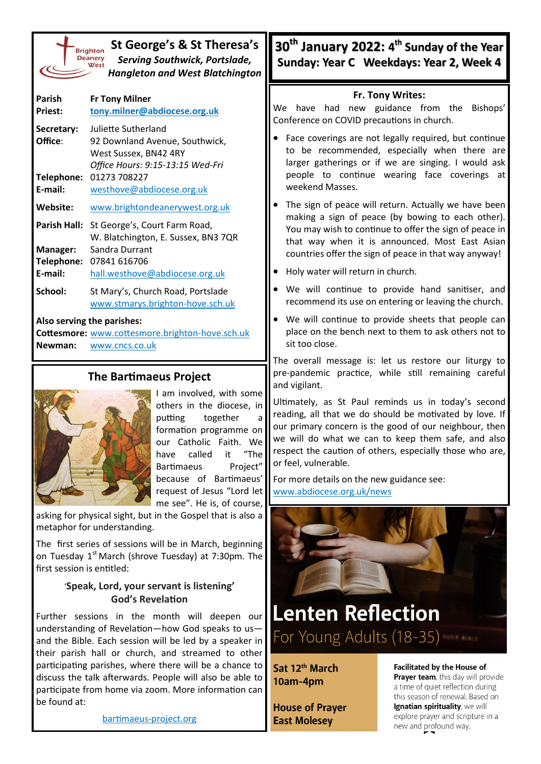# St George's & St Theresa's

*Serving Southwick, Portslade, Hangleton and West Blatchington*

Brighton Deanery West

| | |
|---|---|
| **Parish Priest:** | **Fr Tony Milner** **tony.milner@abdiocese.org.uk** |
| **Secretary:** | Juliette Sutherland |
| **Office:** | 92 Downland Avenue, Southwick, West Sussex, BN42 4RY *Office Hours: 9:15-13:15 Wed-Fri* |
| **Telephone:** | 01273 708227 |
| **E-mail:** | westhove@abdiocese.org.uk |
| **Website:** | www.brightondeanerywest.org.uk |
| **Parish Hall:** | St George's, Court Farm Road, W. Blatchington, E. Sussex, BN3 7QR |
| **Manager:** | Sandra Durrant |
| **Telephone:** | 07841 616706 |
| **E-mail:** | hall.westhove@abdiocese.org.uk |
| **School:** | St Mary's, Church Road, Portslade www.stmarys.brighton-hove.sch.uk |

**Also serving the parishes:**

**Cottesmore:** www.cottesmore.brighton-hove.sch.uk

**Newman:** www.cncs.co.uk

## The Bartimaeus Project

I am involved, with some others in the diocese, in putting together a formation programme on our Catholic Faith. We have called it "The Bartimaeus Project" because of Bartimaeus' request of Jesus "Lord let me see". He is, of course, asking for physical sight, but in the Gospel that is also a metaphor for understanding.

The first series of sessions will be in March, beginning on Tuesday 1st March (shrove Tuesday) at 7:30pm. The first session is entitled:

**'Speak, Lord, your servant is listening' God's Revelation**

Further sessions in the month will deepen our understanding of Revelation—how God speaks to us—and the Bible. Each session will be led by a speaker in their parish hall or church, and streamed to other participating parishes, where there will be a chance to discuss the talk afterwards. People will also be able to participate from home via zoom. More information can be found at:

bartimaeus-project.org

# 30th January 2022: 4th Sunday of the Year

**Sunday: Year C Weekdays: Year 2, Week 4**

## Fr. Tony Writes:

We have had new guidance from the Bishops' Conference on COVID precautions in church.

- Face coverings are not legally required, but continue to be recommended, especially when there are larger gatherings or if we are singing. I would ask people to continue wearing face coverings at weekend Masses.
- The sign of peace will return. Actually we have been making a sign of peace (by bowing to each other). You may wish to continue to offer the sign of peace in that way when it is announced. Most East Asian countries offer the sign of peace in that way anyway!
- Holy water will return in church.
- We will continue to provide hand sanitiser, and recommend its use on entering or leaving the church.
- We will continue to provide sheets that people can place on the bench next to them to ask others not to sit too close.

The overall message is: let us restore our liturgy to pre-pandemic practice, while still remaining careful and vigilant.

Ultimately, as St Paul reminds us in today's second reading, all that we do should be motivated by love. If our primary concern is the good of our neighbour, then we will do what we can to keep them safe, and also respect the caution of others, especially those who are, or feel, vulnerable.

For more details on the new guidance see: www.abdiocese.org.uk/news

## Lenten Reflection

For Young Adults (18-35)

**Sat 12th March**
**10am-4pm**

**House of Prayer**
**East Molesey**

**Facilitated by the House of Prayer team**, this day will provide a time of quiet reflection during this season of renewal. Based on **Ignatian spirituality**, we will explore prayer and scripture in a new and profound way.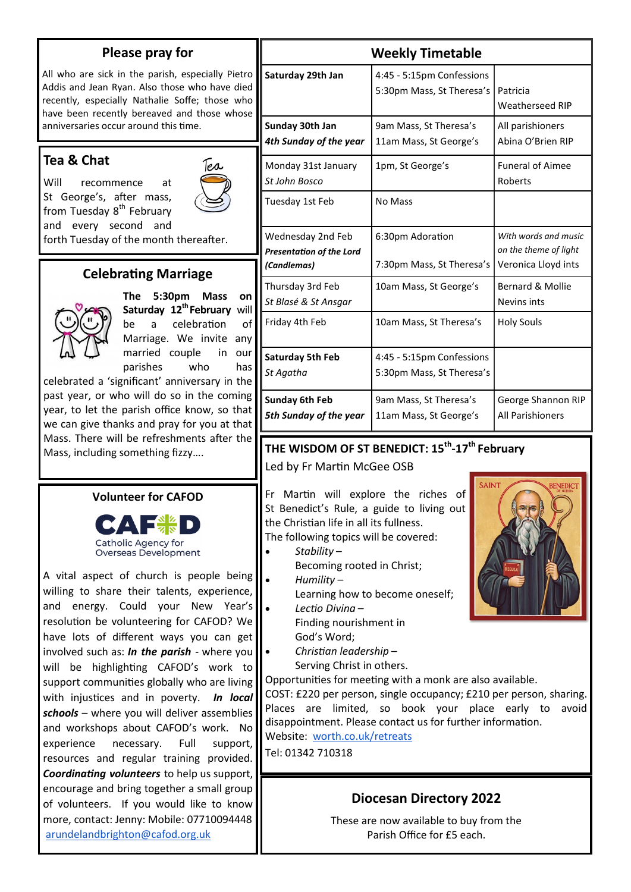## Please pray for

All who are sick in the parish, especially Pietro Addis and Jean Ryan. Also those who have died recently, especially Nathalie Soffe; those who have been recently bereaved and those whose anniversaries occur around this time.

## Tea & Chat

Will recommence at St George's, after mass, from Tuesday 8th February and every second and forth Tuesday of the month thereafter.

## Celebrating Marriage

**The 5:30pm Mass on Saturday 12th February** will be a celebration of Marriage. We invite any married couple in our parishes who has celebrated a 'significant' anniversary in the past year, or who will do so in the coming year, to let the parish office know, so that we can give thanks and pray for you at that Mass. There will be refreshments after the Mass, including something fizzy….

## Volunteer for CAFOD

CAFOD
Catholic Agency for Overseas Development

A vital aspect of church is people being willing to share their talents, experience, and energy. Could your New Year's resolution be volunteering for CAFOD? We have lots of different ways you can get involved such as: ***In the parish*** - where you will be highlighting CAFOD's work to support communities globally who are living with injustices and in poverty. ***In local schools*** – where you will deliver assemblies and workshops about CAFOD's work. No experience necessary. Full support, resources and regular training provided. ***Coordinating volunteers*** to help us support, encourage and bring together a small group of volunteers. If you would like to know more, contact: Jenny: Mobile: 07710094448 arundelandbrighton@cafod.org.uk

## Weekly Timetable

| | | |
|---|---|---|
| **Saturday 29th Jan** | 4:45 - 5:15pm Confessions<br>5:30pm Mass, St Theresa's | Patricia Weatherseed RIP |
| **Sunday 30th Jan**<br>***4th Sunday of the year*** | 9am Mass, St Theresa's<br>11am Mass, St George's | All parishioners<br>Abina O'Brien RIP |
| Monday 31st January<br>*St John Bosco* | 1pm, St George's | Funeral of Aimee Roberts |
| Tuesday 1st Feb | No Mass | |
| Wednesday 2nd Feb<br>***Presentation of the Lord (Candlemas)*** | 6:30pm Adoration<br>7:30pm Mass, St Theresa's | *With words and music on the theme of light*<br>Veronica Lloyd ints |
| Thursday 3rd Feb<br>*St Blasé & St Ansgar* | 10am Mass, St George's | Bernard & Mollie Nevins ints |
| Friday 4th Feb | 10am Mass, St Theresa's | Holy Souls |
| **Saturday 5th Feb**<br>*St Agatha* | 4:45 - 5:15pm Confessions<br>5:30pm Mass, St Theresa's | |
| **Sunday 6th Feb**<br>***5th Sunday of the year*** | 9am Mass, St Theresa's<br>11am Mass, St George's | George Shannon RIP<br>All Parishioners |

## THE WISDOM OF ST BENEDICT: 15th-17th February

Led by Fr Martin McGee OSB

Fr Martin will explore the riches of St Benedict's Rule, a guide to living out the Christian life in all its fullness.

The following topics will be covered:

- *Stability* – Becoming rooted in Christ;
- *Humility* – Learning how to become oneself;
- *Lectio Divina* – Finding nourishment in God's Word;
- *Christian leadership* – Serving Christ in others.

Opportunities for meeting with a monk are also available.
COST: £220 per person, single occupancy; £210 per person, sharing.
Places are limited, so book your place early to avoid disappointment. Please contact us for further information.
Website: worth.co.uk/retreats
Tel: 01342 710318

## Diocesan Directory 2022

These are now available to buy from the Parish Office for £5 each.